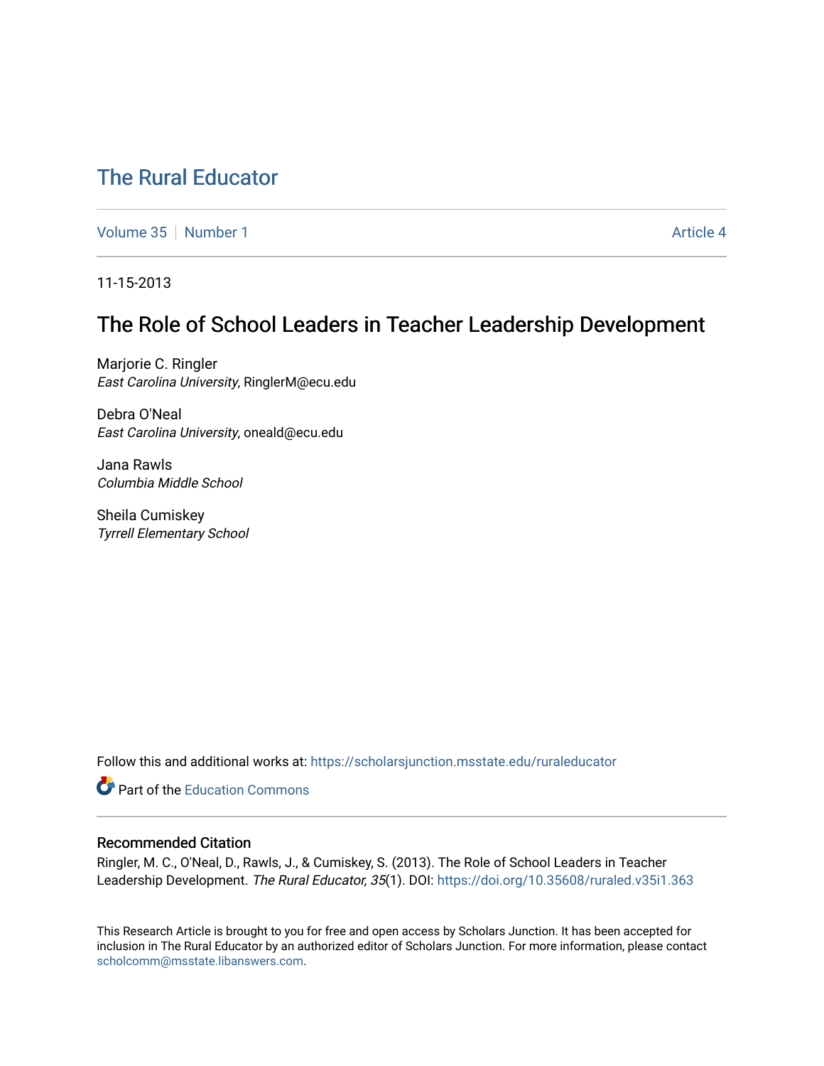# The Rural Educator

Volume 35 | Number 1 | Article 4

11-15-2013

## The Role of School Leaders in Teacher Leadership Development

Marjorie C. Ringler
*East Carolina University*, RinglerM@ecu.edu

Debra O'Neal
*East Carolina University*, oneald@ecu.edu

Jana Rawls
*Columbia Middle School*

Sheila Cumiskey
*Tyrrell Elementary School*

Follow this and additional works at: https://scholarsjunction.msstate.edu/ruraleducator

Part of the Education Commons

### Recommended Citation

Ringler, M. C., O'Neal, D., Rawls, J., & Cumiskey, S. (2013). The Role of School Leaders in Teacher Leadership Development. *The Rural Educator, 35*(1). DOI: https://doi.org/10.35608/ruraled.v35i1.363

This Research Article is brought to you for free and open access by Scholars Junction. It has been accepted for inclusion in The Rural Educator by an authorized editor of Scholars Junction. For more information, please contact scholcomm@msstate.libanswers.com.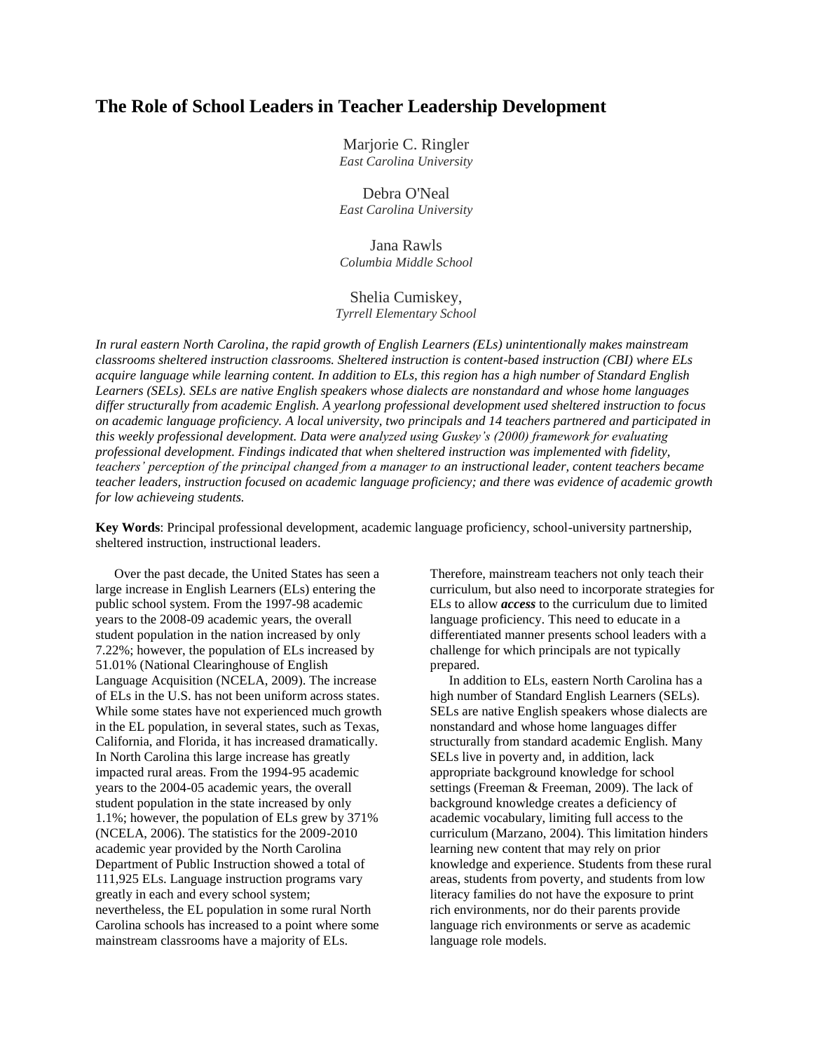# The Role of School Leaders in Teacher Leadership Development

Marjorie C. Ringler
*East Carolina University*

Debra O'Neal
*East Carolina University*

Jana Rawls
*Columbia Middle School*

Shelia Cumiskey,
*Tyrrell Elementary School*

*In rural eastern North Carolina, the rapid growth of English Learners (ELs) unintentionally makes mainstream classrooms sheltered instruction classrooms. Sheltered instruction is content-based instruction (CBI) where ELs acquire language while learning content. In addition to ELs, this region has a high number of Standard English Learners (SELs). SELs are native English speakers whose dialects are nonstandard and whose home languages differ structurally from academic English. A yearlong professional development used sheltered instruction to focus on academic language proficiency. A local university, two principals and 14 teachers partnered and participated in this weekly professional development. Data were analyzed using Guskey's (2000) framework for evaluating professional development. Findings indicated that when sheltered instruction was implemented with fidelity, teachers' perception of the principal changed from a manager to an instructional leader, content teachers became teacher leaders, instruction focused on academic language proficiency; and there was evidence of academic growth for low achieveing students.*

**Key Words**: Principal professional development, academic language proficiency, school-university partnership, sheltered instruction, instructional leaders.

Over the past decade, the United States has seen a large increase in English Learners (ELs) entering the public school system. From the 1997-98 academic years to the 2008-09 academic years, the overall student population in the nation increased by only 7.22%; however, the population of ELs increased by 51.01% (National Clearinghouse of English Language Acquisition (NCELA, 2009). The increase of ELs in the U.S. has not been uniform across states. While some states have not experienced much growth in the EL population, in several states, such as Texas, California, and Florida, it has increased dramatically. In North Carolina this large increase has greatly impacted rural areas. From the 1994-95 academic years to the 2004-05 academic years, the overall student population in the state increased by only 1.1%; however, the population of ELs grew by 371% (NCELA, 2006). The statistics for the 2009-2010 academic year provided by the North Carolina Department of Public Instruction showed a total of 111,925 ELs. Language instruction programs vary greatly in each and every school system; nevertheless, the EL population in some rural North Carolina schools has increased to a point where some mainstream classrooms have a majority of ELs. Therefore, mainstream teachers not only teach their curriculum, but also need to incorporate strategies for ELs to allow ***access*** to the curriculum due to limited language proficiency. This need to educate in a differentiated manner presents school leaders with a challenge for which principals are not typically prepared.

In addition to ELs, eastern North Carolina has a high number of Standard English Learners (SELs). SELs are native English speakers whose dialects are nonstandard and whose home languages differ structurally from standard academic English. Many SELs live in poverty and, in addition, lack appropriate background knowledge for school settings (Freeman & Freeman, 2009). The lack of background knowledge creates a deficiency of academic vocabulary, limiting full access to the curriculum (Marzano, 2004). This limitation hinders learning new content that may rely on prior knowledge and experience. Students from these rural areas, students from poverty, and students from low literacy families do not have the exposure to print rich environments, nor do their parents provide language rich environments or serve as academic language role models.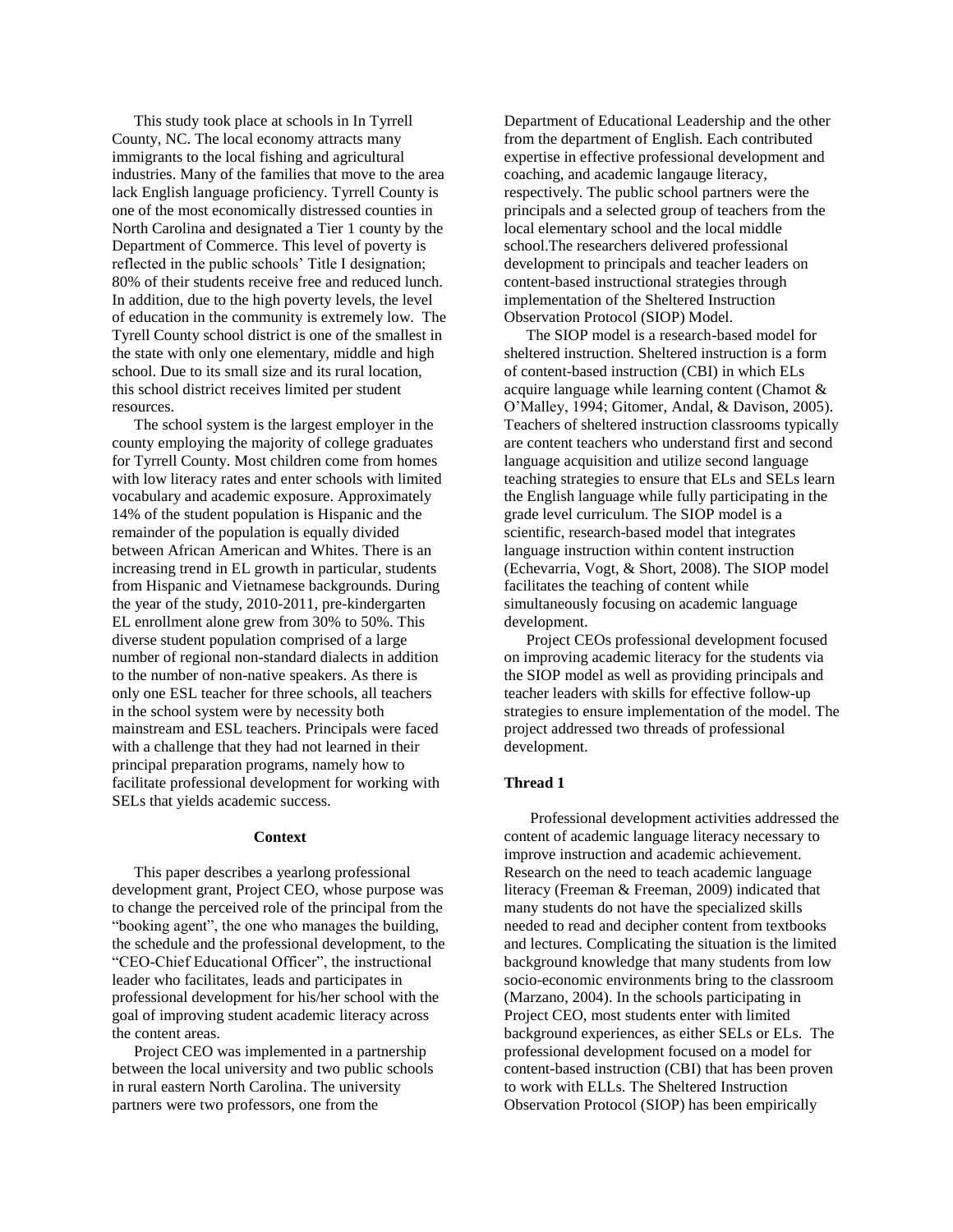This study took place at schools in In Tyrrell County, NC. The local economy attracts many immigrants to the local fishing and agricultural industries. Many of the families that move to the area lack English language proficiency. Tyrrell County is one of the most economically distressed counties in North Carolina and designated a Tier 1 county by the Department of Commerce. This level of poverty is reflected in the public schools' Title I designation; 80% of their students receive free and reduced lunch. In addition, due to the high poverty levels, the level of education in the community is extremely low. The Tyrell County school district is one of the smallest in the state with only one elementary, middle and high school. Due to its small size and its rural location, this school district receives limited per student resources.

The school system is the largest employer in the county employing the majority of college graduates for Tyrrell County. Most children come from homes with low literacy rates and enter schools with limited vocabulary and academic exposure. Approximately 14% of the student population is Hispanic and the remainder of the population is equally divided between African American and Whites. There is an increasing trend in EL growth in particular, students from Hispanic and Vietnamese backgrounds. During the year of the study, 2010-2011, pre-kindergarten EL enrollment alone grew from 30% to 50%. This diverse student population comprised of a large number of regional non-standard dialects in addition to the number of non-native speakers. As there is only one ESL teacher for three schools, all teachers in the school system were by necessity both mainstream and ESL teachers. Principals were faced with a challenge that they had not learned in their principal preparation programs, namely how to facilitate professional development for working with SELs that yields academic success.

## Context

This paper describes a yearlong professional development grant, Project CEO, whose purpose was to change the perceived role of the principal from the "booking agent", the one who manages the building, the schedule and the professional development, to the "CEO-Chief Educational Officer", the instructional leader who facilitates, leads and participates in professional development for his/her school with the goal of improving student academic literacy across the content areas.

Project CEO was implemented in a partnership between the local university and two public schools in rural eastern North Carolina. The university partners were two professors, one from the Department of Educational Leadership and the other from the department of English. Each contributed expertise in effective professional development and coaching, and academic langauge literacy, respectively. The public school partners were the principals and a selected group of teachers from the local elementary school and the local middle school.The researchers delivered professional development to principals and teacher leaders on content-based instructional strategies through implementation of the Sheltered Instruction Observation Protocol (SIOP) Model.

The SIOP model is a research-based model for sheltered instruction. Sheltered instruction is a form of content-based instruction (CBI) in which ELs acquire language while learning content (Chamot & O'Malley, 1994; Gitomer, Andal, & Davison, 2005). Teachers of sheltered instruction classrooms typically are content teachers who understand first and second language acquisition and utilize second language teaching strategies to ensure that ELs and SELs learn the English language while fully participating in the grade level curriculum. The SIOP model is a scientific, research-based model that integrates language instruction within content instruction (Echevarria, Vogt, & Short, 2008). The SIOP model facilitates the teaching of content while simultaneously focusing on academic language development.

Project CEOs professional development focused on improving academic literacy for the students via the SIOP model as well as providing principals and teacher leaders with skills for effective follow-up strategies to ensure implementation of the model. The project addressed two threads of professional development.

### Thread 1

Professional development activities addressed the content of academic language literacy necessary to improve instruction and academic achievement. Research on the need to teach academic language literacy (Freeman & Freeman, 2009) indicated that many students do not have the specialized skills needed to read and decipher content from textbooks and lectures. Complicating the situation is the limited background knowledge that many students from low socio-economic environments bring to the classroom (Marzano, 2004). In the schools participating in Project CEO, most students enter with limited background experiences, as either SELs or ELs. The professional development focused on a model for content-based instruction (CBI) that has been proven to work with ELLs. The Sheltered Instruction Observation Protocol (SIOP) has been empirically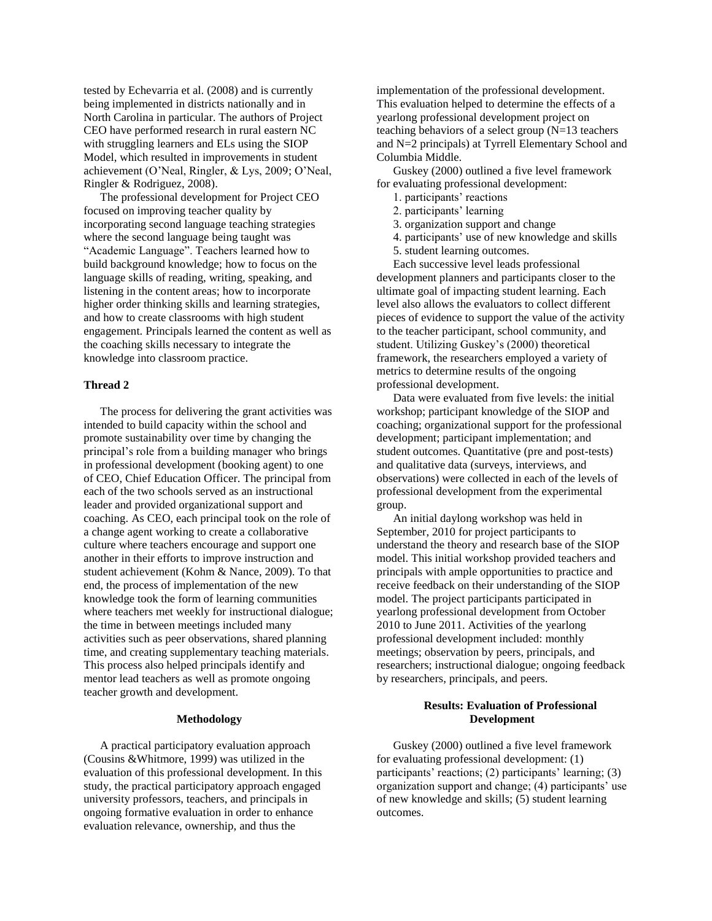tested by Echevarria et al. (2008) and is currently being implemented in districts nationally and in North Carolina in particular. The authors of Project CEO have performed research in rural eastern NC with struggling learners and ELs using the SIOP Model, which resulted in improvements in student achievement (O'Neal, Ringler, & Lys, 2009; O'Neal, Ringler & Rodriguez, 2008).

The professional development for Project CEO focused on improving teacher quality by incorporating second language teaching strategies where the second language being taught was "Academic Language". Teachers learned how to build background knowledge; how to focus on the language skills of reading, writing, speaking, and listening in the content areas; how to incorporate higher order thinking skills and learning strategies, and how to create classrooms with high student engagement. Principals learned the content as well as the coaching skills necessary to integrate the knowledge into classroom practice.

### Thread 2

The process for delivering the grant activities was intended to build capacity within the school and promote sustainability over time by changing the principal's role from a building manager who brings in professional development (booking agent) to one of CEO, Chief Education Officer. The principal from each of the two schools served as an instructional leader and provided organizational support and coaching. As CEO, each principal took on the role of a change agent working to create a collaborative culture where teachers encourage and support one another in their efforts to improve instruction and student achievement (Kohm & Nance, 2009). To that end, the process of implementation of the new knowledge took the form of learning communities where teachers met weekly for instructional dialogue; the time in between meetings included many activities such as peer observations, shared planning time, and creating supplementary teaching materials. This process also helped principals identify and mentor lead teachers as well as promote ongoing teacher growth and development.

## Methodology

A practical participatory evaluation approach (Cousins &Whitmore, 1999) was utilized in the evaluation of this professional development. In this study, the practical participatory approach engaged university professors, teachers, and principals in ongoing formative evaluation in order to enhance evaluation relevance, ownership, and thus the implementation of the professional development. This evaluation helped to determine the effects of a yearlong professional development project on teaching behaviors of a select group (N=13 teachers and N=2 principals) at Tyrrell Elementary School and Columbia Middle.

Guskey (2000) outlined a five level framework for evaluating professional development:

1. participants' reactions
2. participants' learning
3. organization support and change
4. participants' use of new knowledge and skills
5. student learning outcomes.

Each successive level leads professional development planners and participants closer to the ultimate goal of impacting student learning. Each level also allows the evaluators to collect different pieces of evidence to support the value of the activity to the teacher participant, school community, and student. Utilizing Guskey's (2000) theoretical framework, the researchers employed a variety of metrics to determine results of the ongoing professional development.

Data were evaluated from five levels: the initial workshop; participant knowledge of the SIOP and coaching; organizational support for the professional development; participant implementation; and student outcomes. Quantitative (pre and post-tests) and qualitative data (surveys, interviews, and observations) were collected in each of the levels of professional development from the experimental group.

An initial daylong workshop was held in September, 2010 for project participants to understand the theory and research base of the SIOP model. This initial workshop provided teachers and principals with ample opportunities to practice and receive feedback on their understanding of the SIOP model. The project participants participated in yearlong professional development from October 2010 to June 2011. Activities of the yearlong professional development included: monthly meetings; observation by peers, principals, and researchers; instructional dialogue; ongoing feedback by researchers, principals, and peers.

## Results: Evaluation of Professional Development

Guskey (2000) outlined a five level framework for evaluating professional development: (1) participants' reactions; (2) participants' learning; (3) organization support and change; (4) participants' use of new knowledge and skills; (5) student learning outcomes.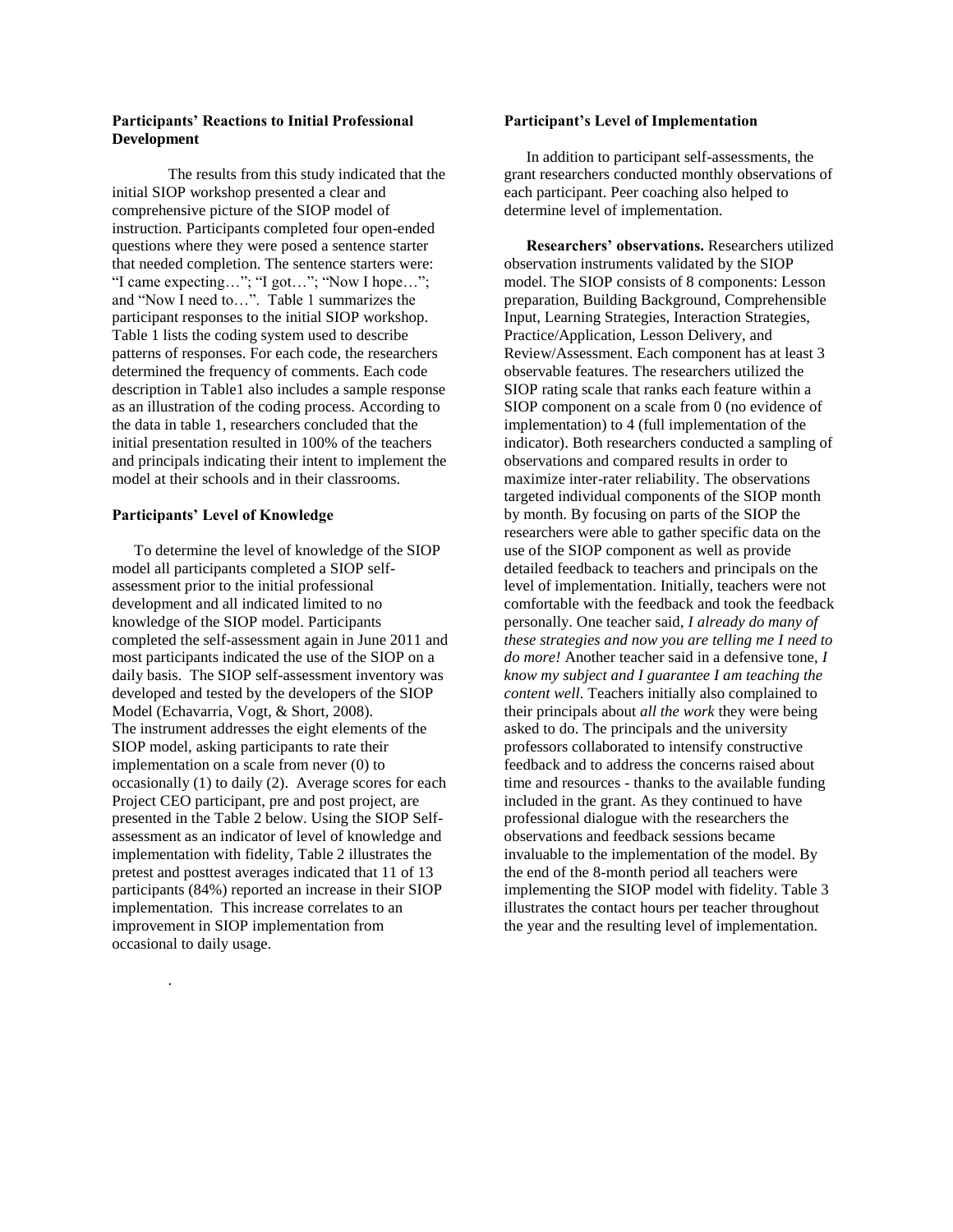### Participants' Reactions to Initial Professional Development

The results from this study indicated that the initial SIOP workshop presented a clear and comprehensive picture of the SIOP model of instruction. Participants completed four open-ended questions where they were posed a sentence starter that needed completion. The sentence starters were: "I came expecting…"; "I got…"; "Now I hope…"; and "Now I need to…". Table 1 summarizes the participant responses to the initial SIOP workshop. Table 1 lists the coding system used to describe patterns of responses. For each code, the researchers determined the frequency of comments. Each code description in Table1 also includes a sample response as an illustration of the coding process. According to the data in table 1, researchers concluded that the initial presentation resulted in 100% of the teachers and principals indicating their intent to implement the model at their schools and in their classrooms.

### Participants' Level of Knowledge

To determine the level of knowledge of the SIOP model all participants completed a SIOP self-assessment prior to the initial professional development and all indicated limited to no knowledge of the SIOP model. Participants completed the self-assessment again in June 2011 and most participants indicated the use of the SIOP on a daily basis. The SIOP self-assessment inventory was developed and tested by the developers of the SIOP Model (Echavarria, Vogt, & Short, 2008). The instrument addresses the eight elements of the SIOP model, asking participants to rate their implementation on a scale from never (0) to occasionally (1) to daily (2). Average scores for each Project CEO participant, pre and post project, are presented in the Table 2 below. Using the SIOP Self-assessment as an indicator of level of knowledge and implementation with fidelity, Table 2 illustrates the pretest and posttest averages indicated that 11 of 13 participants (84%) reported an increase in their SIOP implementation. This increase correlates to an improvement in SIOP implementation from occasional to daily usage.

### Participant's Level of Implementation

In addition to participant self-assessments, the grant researchers conducted monthly observations of each participant. Peer coaching also helped to determine level of implementation.

**Researchers' observations.** Researchers utilized observation instruments validated by the SIOP model. The SIOP consists of 8 components: Lesson preparation, Building Background, Comprehensible Input, Learning Strategies, Interaction Strategies, Practice/Application, Lesson Delivery, and Review/Assessment. Each component has at least 3 observable features. The researchers utilized the SIOP rating scale that ranks each feature within a SIOP component on a scale from 0 (no evidence of implementation) to 4 (full implementation of the indicator). Both researchers conducted a sampling of observations and compared results in order to maximize inter-rater reliability. The observations targeted individual components of the SIOP month by month. By focusing on parts of the SIOP the researchers were able to gather specific data on the use of the SIOP component as well as provide detailed feedback to teachers and principals on the level of implementation. Initially, teachers were not comfortable with the feedback and took the feedback personally. One teacher said, *I already do many of these strategies and now you are telling me I need to do more!* Another teacher said in a defensive tone, *I know my subject and I guarantee I am teaching the content well*. Teachers initially also complained to their principals about *all the work* they were being asked to do. The principals and the university professors collaborated to intensify constructive feedback and to address the concerns raised about time and resources - thanks to the available funding included in the grant. As they continued to have professional dialogue with the researchers the observations and feedback sessions became invaluable to the implementation of the model. By the end of the 8-month period all teachers were implementing the SIOP model with fidelity. Table 3 illustrates the contact hours per teacher throughout the year and the resulting level of implementation.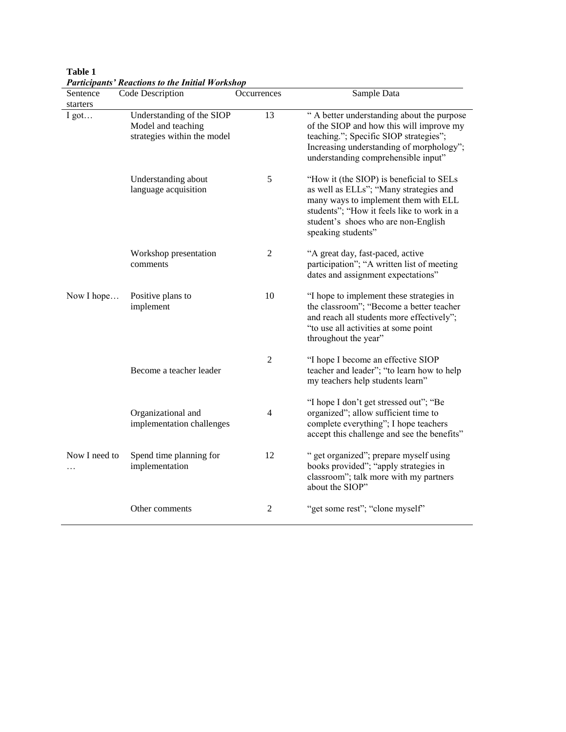**Table 1**

***Participants' Reactions to the Initial Workshop***

| Sentence starters | Code Description | Occurrences | Sample Data |
|---|---|---|---|
| I got… | Understanding of the SIOP Model and teaching strategies within the model | 13 | " A better understanding about the purpose of the SIOP and how this will improve my teaching."; Specific SIOP strategies"; Increasing understanding of morphology"; understanding comprehensible input" |
| | Understanding about language acquisition | 5 | "How it (the SIOP) is beneficial to SELs as well as ELLs"; "Many strategies and many ways to implement them with ELL students"; "How it feels like to work in a student's shoes who are non-English speaking students" |
| | Workshop presentation comments | 2 | "A great day, fast-paced, active participation"; "A written list of meeting dates and assignment expectations" |
| Now I hope… | Positive plans to implement | 10 | "I hope to implement these strategies in the classroom"; "Become a better teacher and reach all students more effectively"; "to use all activities at some point throughout the year" |
| | Become a teacher leader | 2 | "I hope I become an effective SIOP teacher and leader"; "to learn how to help my teachers help students learn" |
| | Organizational and implementation challenges | 4 | "I hope I don't get stressed out"; "Be organized"; allow sufficient time to complete everything"; I hope teachers accept this challenge and see the benefits" |
| Now I need to … | Spend time planning for implementation | 12 | " get organized"; prepare myself using books provided"; "apply strategies in classroom"; talk more with my partners about the SIOP" |
| | Other comments | 2 | "get some rest"; "clone myself" |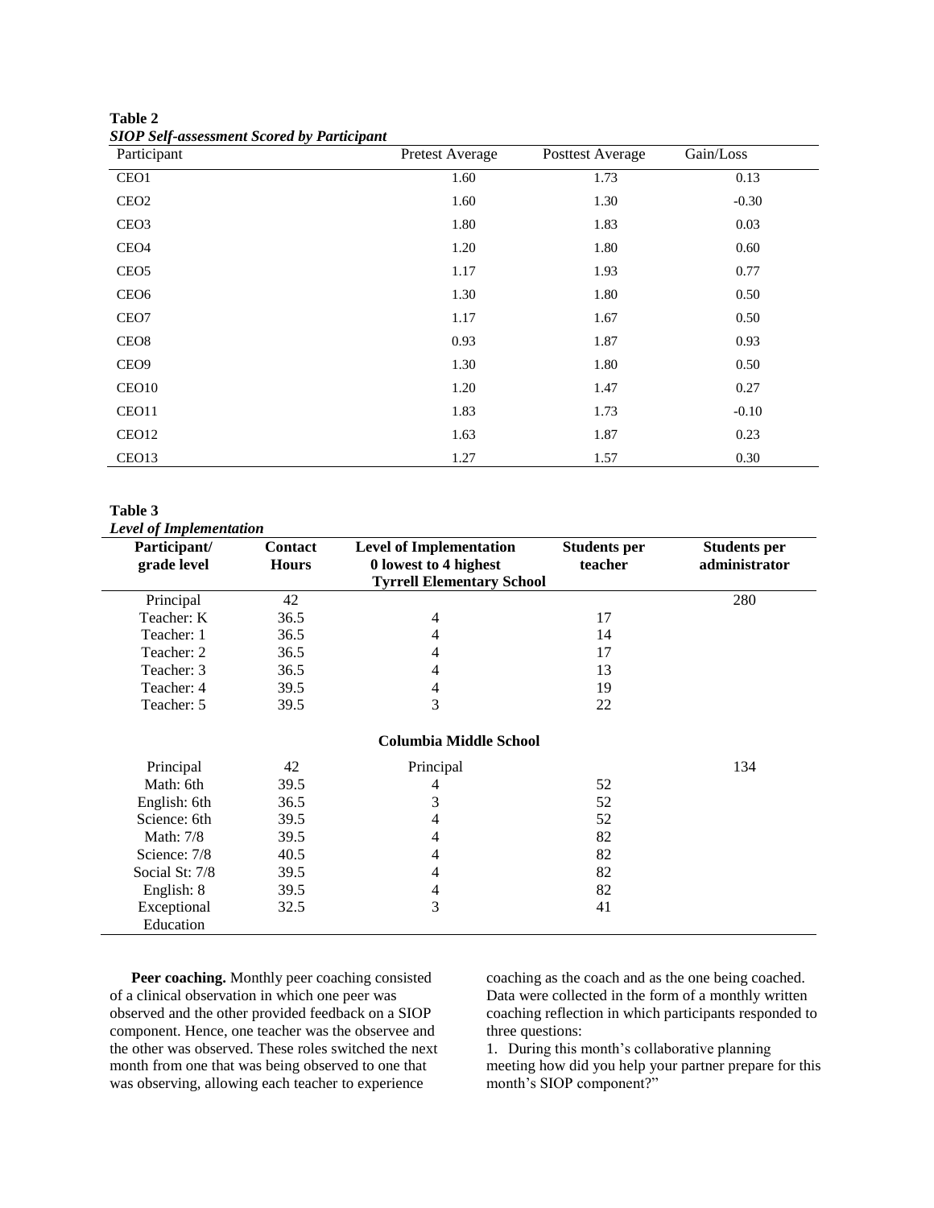**Table 2**
*SIOP Self-assessment Scored by Participant*

| Participant | Pretest Average | Posttest Average | Gain/Loss |
|---|---|---|---|
| CEO1 | 1.60 | 1.73 | 0.13 |
| CEO2 | 1.60 | 1.30 | -0.30 |
| CEO3 | 1.80 | 1.83 | 0.03 |
| CEO4 | 1.20 | 1.80 | 0.60 |
| CEO5 | 1.17 | 1.93 | 0.77 |
| CEO6 | 1.30 | 1.80 | 0.50 |
| CEO7 | 1.17 | 1.67 | 0.50 |
| CEO8 | 0.93 | 1.87 | 0.93 |
| CEO9 | 1.30 | 1.80 | 0.50 |
| CEO10 | 1.20 | 1.47 | 0.27 |
| CEO11 | 1.83 | 1.73 | -0.10 |
| CEO12 | 1.63 | 1.87 | 0.23 |
| CEO13 | 1.27 | 1.57 | 0.30 |

**Table 3**
*Level of Implementation*

| Participant/ grade level | Contact Hours | Level of Implementation 0 lowest to 4 highest | Students per teacher | Students per administrator |
|---|---|---|---|---|
| | | **Tyrrell Elementary School** | | |
| Principal | 42 | | | 280 |
| Teacher: K | 36.5 | 4 | 17 | |
| Teacher: 1 | 36.5 | 4 | 14 | |
| Teacher: 2 | 36.5 | 4 | 17 | |
| Teacher: 3 | 36.5 | 4 | 13 | |
| Teacher: 4 | 39.5 | 4 | 19 | |
| Teacher: 5 | 39.5 | 3 | 22 | |
| | | **Columbia Middle School** | | |
| Principal | 42 | Principal | | 134 |
| Math: 6th | 39.5 | 4 | 52 | |
| English: 6th | 36.5 | 3 | 52 | |
| Science: 6th | 39.5 | 4 | 52 | |
| Math: 7/8 | 39.5 | 4 | 82 | |
| Science: 7/8 | 40.5 | 4 | 82 | |
| Social St: 7/8 | 39.5 | 4 | 82 | |
| English: 8 | 39.5 | 4 | 82 | |
| Exceptional Education | 32.5 | 3 | 41 | |

**Peer coaching.** Monthly peer coaching consisted of a clinical observation in which one peer was observed and the other provided feedback on a SIOP component. Hence, one teacher was the observee and the other was observed. These roles switched the next month from one that was being observed to one that was observing, allowing each teacher to experience coaching as the coach and as the one being coached. Data were collected in the form of a monthly written coaching reflection in which participants responded to three questions:

1. During this month's collaborative planning meeting how did you help your partner prepare for this month's SIOP component?"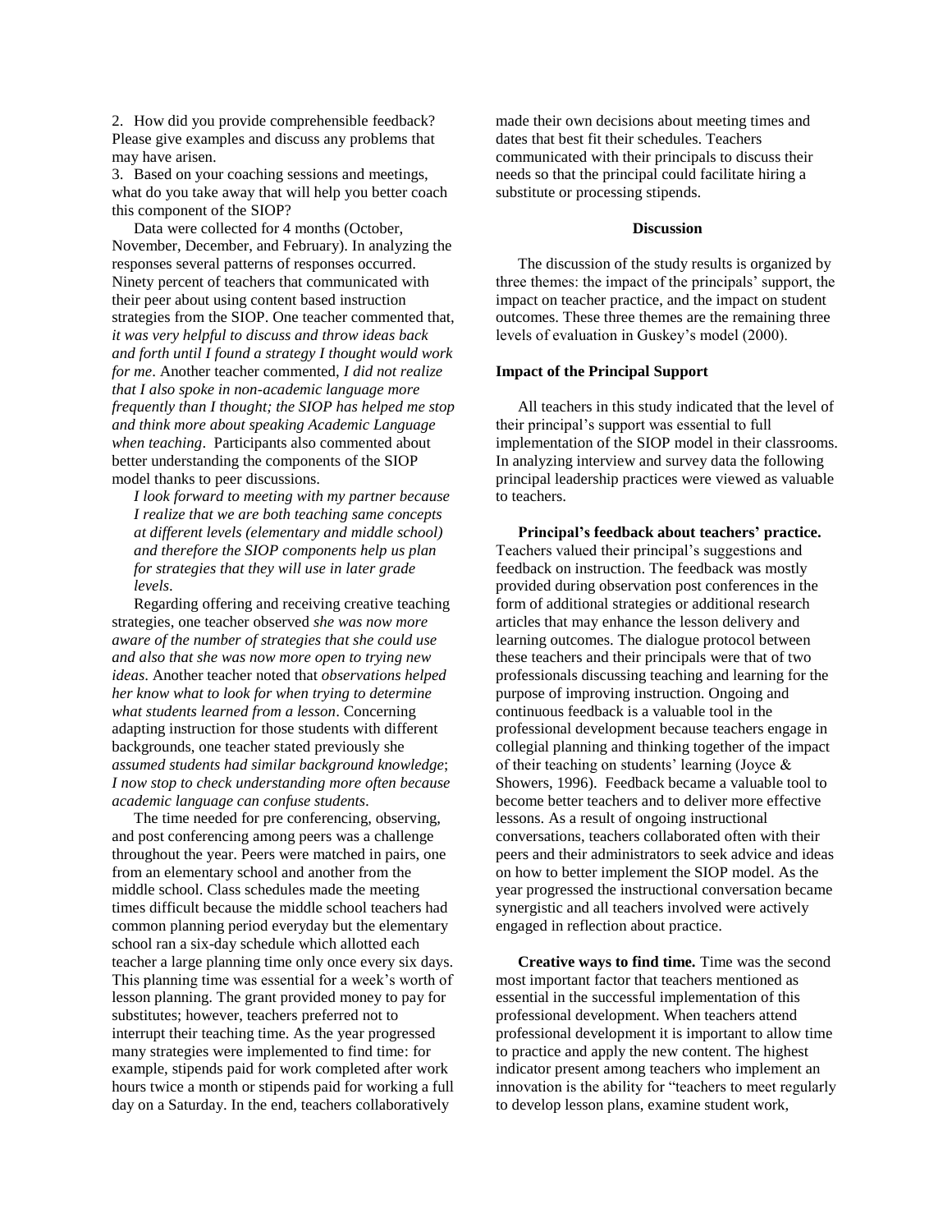2. How did you provide comprehensible feedback? Please give examples and discuss any problems that may have arisen.

3. Based on your coaching sessions and meetings, what do you take away that will help you better coach this component of the SIOP?

Data were collected for 4 months (October, November, December, and February). In analyzing the responses several patterns of responses occurred. Ninety percent of teachers that communicated with their peer about using content based instruction strategies from the SIOP. One teacher commented that, *it was very helpful to discuss and throw ideas back and forth until I found a strategy I thought would work for me*. Another teacher commented, *I did not realize that I also spoke in non-academic language more frequently than I thought; the SIOP has helped me stop and think more about speaking Academic Language when teaching*. Participants also commented about better understanding the components of the SIOP model thanks to peer discussions.

> *I look forward to meeting with my partner because I realize that we are both teaching same concepts at different levels (elementary and middle school) and therefore the SIOP components help us plan for strategies that they will use in later grade levels.*

Regarding offering and receiving creative teaching strategies, one teacher observed *she was now more aware of the number of strategies that she could use and also that she was now more open to trying new ideas*. Another teacher noted that *observations helped her know what to look for when trying to determine what students learned from a lesson*. Concerning adapting instruction for those students with different backgrounds, one teacher stated previously she *assumed students had similar background knowledge*; *I now stop to check understanding more often because academic language can confuse students*.

The time needed for pre conferencing, observing, and post conferencing among peers was a challenge throughout the year. Peers were matched in pairs, one from an elementary school and another from the middle school. Class schedules made the meeting times difficult because the middle school teachers had common planning period everyday but the elementary school ran a six-day schedule which allotted each teacher a large planning time only once every six days. This planning time was essential for a week's worth of lesson planning. The grant provided money to pay for substitutes; however, teachers preferred not to interrupt their teaching time. As the year progressed many strategies were implemented to find time: for example, stipends paid for work completed after work hours twice a month or stipends paid for working a full day on a Saturday. In the end, teachers collaboratively made their own decisions about meeting times and dates that best fit their schedules. Teachers communicated with their principals to discuss their needs so that the principal could facilitate hiring a substitute or processing stipends.

## Discussion

The discussion of the study results is organized by three themes: the impact of the principals' support, the impact on teacher practice, and the impact on student outcomes. These three themes are the remaining three levels of evaluation in Guskey's model (2000).

### Impact of the Principal Support

All teachers in this study indicated that the level of their principal's support was essential to full implementation of the SIOP model in their classrooms. In analyzing interview and survey data the following principal leadership practices were viewed as valuable to teachers.

**Principal's feedback about teachers' practice.** Teachers valued their principal's suggestions and feedback on instruction. The feedback was mostly provided during observation post conferences in the form of additional strategies or additional research articles that may enhance the lesson delivery and learning outcomes. The dialogue protocol between these teachers and their principals were that of two professionals discussing teaching and learning for the purpose of improving instruction. Ongoing and continuous feedback is a valuable tool in the professional development because teachers engage in collegial planning and thinking together of the impact of their teaching on students' learning (Joyce & Showers, 1996). Feedback became a valuable tool to become better teachers and to deliver more effective lessons. As a result of ongoing instructional conversations, teachers collaborated often with their peers and their administrators to seek advice and ideas on how to better implement the SIOP model. As the year progressed the instructional conversation became synergistic and all teachers involved were actively engaged in reflection about practice.

**Creative ways to find time.** Time was the second most important factor that teachers mentioned as essential in the successful implementation of this professional development. When teachers attend professional development it is important to allow time to practice and apply the new content. The highest indicator present among teachers who implement an innovation is the ability for "teachers to meet regularly to develop lesson plans, examine student work,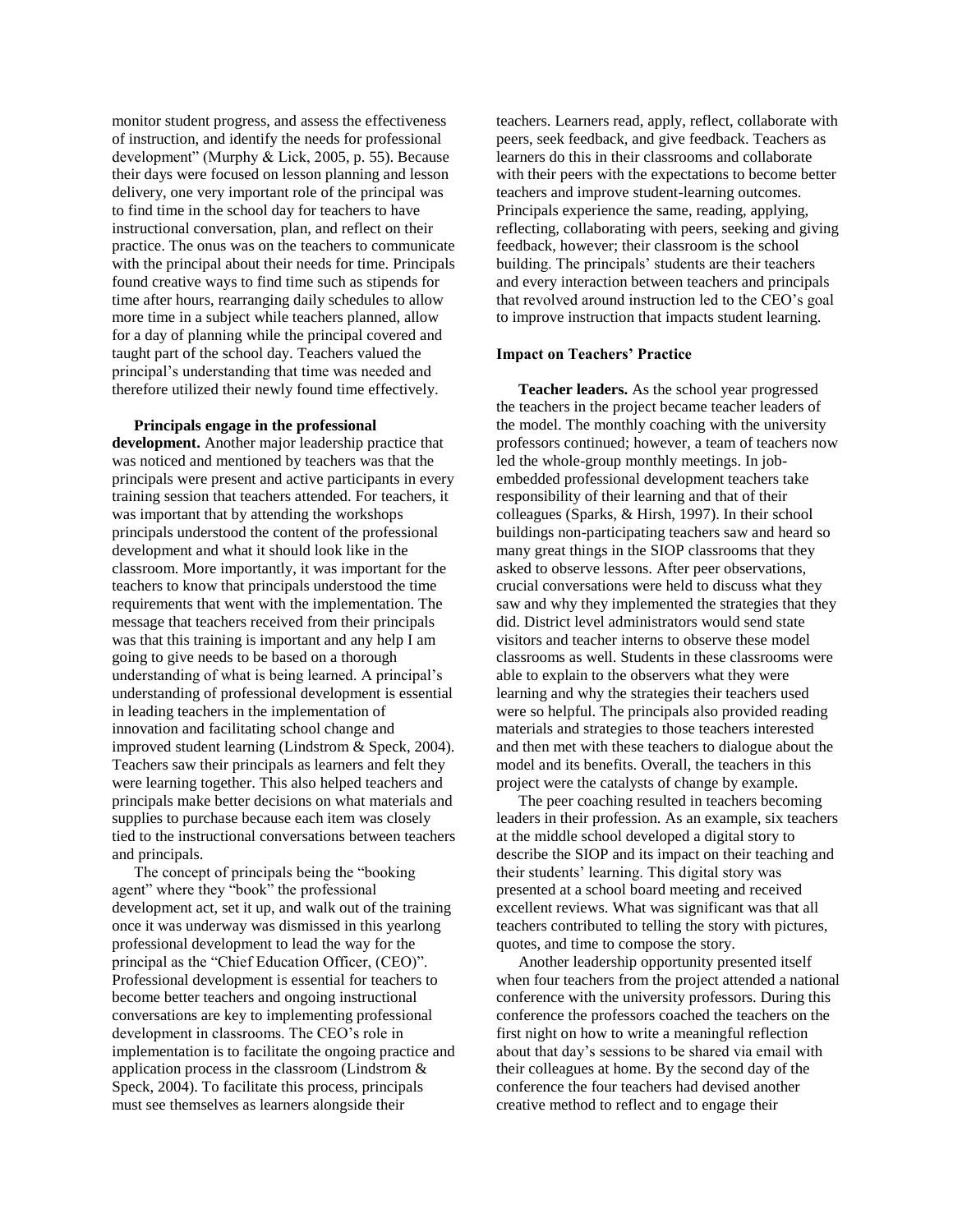monitor student progress, and assess the effectiveness of instruction, and identify the needs for professional development" (Murphy & Lick, 2005, p. 55). Because their days were focused on lesson planning and lesson delivery, one very important role of the principal was to find time in the school day for teachers to have instructional conversation, plan, and reflect on their practice. The onus was on the teachers to communicate with the principal about their needs for time. Principals found creative ways to find time such as stipends for time after hours, rearranging daily schedules to allow more time in a subject while teachers planned, allow for a day of planning while the principal covered and taught part of the school day. Teachers valued the principal's understanding that time was needed and therefore utilized their newly found time effectively.

**Principals engage in the professional development.** Another major leadership practice that was noticed and mentioned by teachers was that the principals were present and active participants in every training session that teachers attended. For teachers, it was important that by attending the workshops principals understood the content of the professional development and what it should look like in the classroom. More importantly, it was important for the teachers to know that principals understood the time requirements that went with the implementation. The message that teachers received from their principals was that this training is important and any help I am going to give needs to be based on a thorough understanding of what is being learned. A principal's understanding of professional development is essential in leading teachers in the implementation of innovation and facilitating school change and improved student learning (Lindstrom & Speck, 2004). Teachers saw their principals as learners and felt they were learning together. This also helped teachers and principals make better decisions on what materials and supplies to purchase because each item was closely tied to the instructional conversations between teachers and principals.

The concept of principals being the "booking agent" where they "book" the professional development act, set it up, and walk out of the training once it was underway was dismissed in this yearlong professional development to lead the way for the principal as the "Chief Education Officer, (CEO)". Professional development is essential for teachers to become better teachers and ongoing instructional conversations are key to implementing professional development in classrooms. The CEO's role in implementation is to facilitate the ongoing practice and application process in the classroom (Lindstrom & Speck, 2004). To facilitate this process, principals must see themselves as learners alongside their teachers. Learners read, apply, reflect, collaborate with peers, seek feedback, and give feedback. Teachers as learners do this in their classrooms and collaborate with their peers with the expectations to become better teachers and improve student-learning outcomes. Principals experience the same, reading, applying, reflecting, collaborating with peers, seeking and giving feedback, however; their classroom is the school building. The principals' students are their teachers and every interaction between teachers and principals that revolved around instruction led to the CEO's goal to improve instruction that impacts student learning.

### Impact on Teachers' Practice

**Teacher leaders.** As the school year progressed the teachers in the project became teacher leaders of the model. The monthly coaching with the university professors continued; however, a team of teachers now led the whole-group monthly meetings. In job-embedded professional development teachers take responsibility of their learning and that of their colleagues (Sparks, & Hirsh, 1997). In their school buildings non-participating teachers saw and heard so many great things in the SIOP classrooms that they asked to observe lessons. After peer observations, crucial conversations were held to discuss what they saw and why they implemented the strategies that they did. District level administrators would send state visitors and teacher interns to observe these model classrooms as well. Students in these classrooms were able to explain to the observers what they were learning and why the strategies their teachers used were so helpful. The principals also provided reading materials and strategies to those teachers interested and then met with these teachers to dialogue about the model and its benefits. Overall, the teachers in this project were the catalysts of change by example.

The peer coaching resulted in teachers becoming leaders in their profession. As an example, six teachers at the middle school developed a digital story to describe the SIOP and its impact on their teaching and their students' learning. This digital story was presented at a school board meeting and received excellent reviews. What was significant was that all teachers contributed to telling the story with pictures, quotes, and time to compose the story.

Another leadership opportunity presented itself when four teachers from the project attended a national conference with the university professors. During this conference the professors coached the teachers on the first night on how to write a meaningful reflection about that day's sessions to be shared via email with their colleagues at home. By the second day of the conference the four teachers had devised another creative method to reflect and to engage their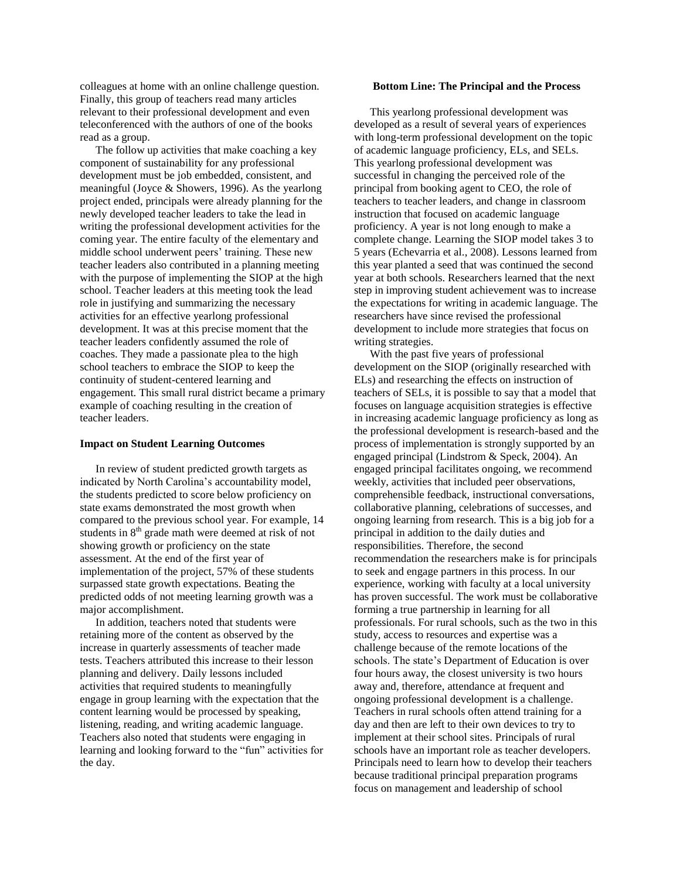colleagues at home with an online challenge question. Finally, this group of teachers read many articles relevant to their professional development and even teleconferenced with the authors of one of the books read as a group.

The follow up activities that make coaching a key component of sustainability for any professional development must be job embedded, consistent, and meaningful (Joyce & Showers, 1996). As the yearlong project ended, principals were already planning for the newly developed teacher leaders to take the lead in writing the professional development activities for the coming year. The entire faculty of the elementary and middle school underwent peers' training. These new teacher leaders also contributed in a planning meeting with the purpose of implementing the SIOP at the high school. Teacher leaders at this meeting took the lead role in justifying and summarizing the necessary activities for an effective yearlong professional development. It was at this precise moment that the teacher leaders confidently assumed the role of coaches. They made a passionate plea to the high school teachers to embrace the SIOP to keep the continuity of student-centered learning and engagement. This small rural district became a primary example of coaching resulting in the creation of teacher leaders.

### Impact on Student Learning Outcomes

In review of student predicted growth targets as indicated by North Carolina's accountability model, the students predicted to score below proficiency on state exams demonstrated the most growth when compared to the previous school year. For example, 14 students in 8th grade math were deemed at risk of not showing growth or proficiency on the state assessment. At the end of the first year of implementation of the project, 57% of these students surpassed state growth expectations. Beating the predicted odds of not meeting learning growth was a major accomplishment.

In addition, teachers noted that students were retaining more of the content as observed by the increase in quarterly assessments of teacher made tests. Teachers attributed this increase to their lesson planning and delivery. Daily lessons included activities that required students to meaningfully engage in group learning with the expectation that the content learning would be processed by speaking, listening, reading, and writing academic language. Teachers also noted that students were engaging in learning and looking forward to the "fun" activities for the day.

### Bottom Line: The Principal and the Process

This yearlong professional development was developed as a result of several years of experiences with long-term professional development on the topic of academic language proficiency, ELs, and SELs. This yearlong professional development was successful in changing the perceived role of the principal from booking agent to CEO, the role of teachers to teacher leaders, and change in classroom instruction that focused on academic language proficiency. A year is not long enough to make a complete change. Learning the SIOP model takes 3 to 5 years (Echevarria et al., 2008). Lessons learned from this year planted a seed that was continued the second year at both schools. Researchers learned that the next step in improving student achievement was to increase the expectations for writing in academic language. The researchers have since revised the professional development to include more strategies that focus on writing strategies.

With the past five years of professional development on the SIOP (originally researched with ELs) and researching the effects on instruction of teachers of SELs, it is possible to say that a model that focuses on language acquisition strategies is effective in increasing academic language proficiency as long as the professional development is research-based and the process of implementation is strongly supported by an engaged principal (Lindstrom & Speck, 2004). An engaged principal facilitates ongoing, we recommend weekly, activities that included peer observations, comprehensible feedback, instructional conversations, collaborative planning, celebrations of successes, and ongoing learning from research. This is a big job for a principal in addition to the daily duties and responsibilities. Therefore, the second recommendation the researchers make is for principals to seek and engage partners in this process. In our experience, working with faculty at a local university has proven successful. The work must be collaborative forming a true partnership in learning for all professionals. For rural schools, such as the two in this study, access to resources and expertise was a challenge because of the remote locations of the schools. The state's Department of Education is over four hours away, the closest university is two hours away and, therefore, attendance at frequent and ongoing professional development is a challenge. Teachers in rural schools often attend training for a day and then are left to their own devices to try to implement at their school sites. Principals of rural schools have an important role as teacher developers. Principals need to learn how to develop their teachers because traditional principal preparation programs focus on management and leadership of school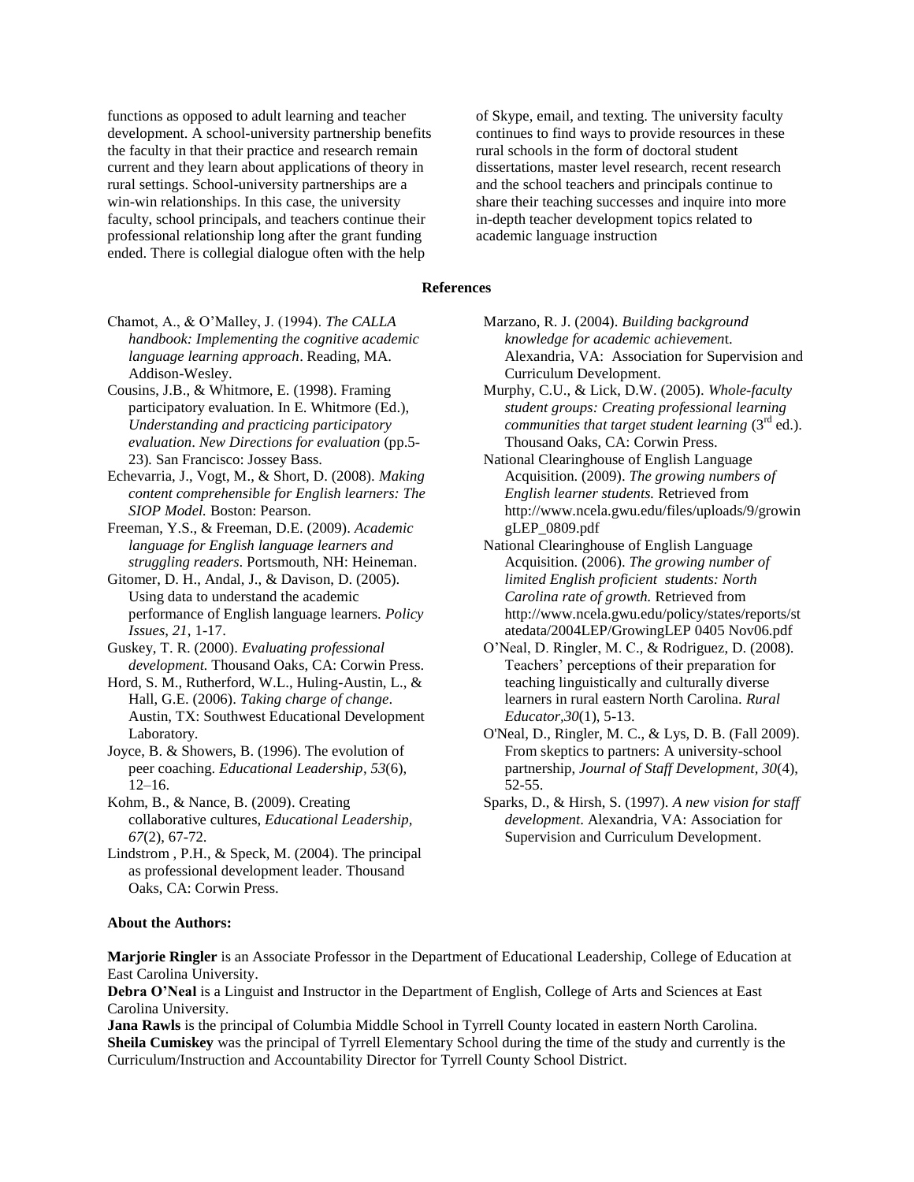functions as opposed to adult learning and teacher development. A school-university partnership benefits the faculty in that their practice and research remain current and they learn about applications of theory in rural settings. School-university partnerships are a win-win relationships. In this case, the university faculty, school principals, and teachers continue their professional relationship long after the grant funding ended. There is collegial dialogue often with the help of Skype, email, and texting. The university faculty continues to find ways to provide resources in these rural schools in the form of doctoral student dissertations, master level research, recent research and the school teachers and principals continue to share their teaching successes and inquire into more in-depth teacher development topics related to academic language instruction

**References**

Chamot, A., & O'Malley, J. (1994). *The CALLA handbook: Implementing the cognitive academic language learning approach*. Reading, MA. Addison-Wesley.

Cousins, J.B., & Whitmore, E. (1998). Framing participatory evaluation. In E. Whitmore (Ed.), *Understanding and practicing participatory evaluation*. *New Directions for evaluation* (pp.5-23)*.* San Francisco: Jossey Bass.

Echevarria, J., Vogt, M., & Short, D. (2008). *Making content comprehensible for English learners: The SIOP Model.* Boston: Pearson.

Freeman, Y.S., & Freeman, D.E. (2009). *Academic language for English language learners and struggling readers*. Portsmouth, NH: Heineman.

Gitomer, D. H., Andal, J., & Davison, D. (2005). Using data to understand the academic performance of English language learners. *Policy Issues, 21*, 1-17.

Guskey, T. R. (2000). *Evaluating professional development*. Thousand Oaks, CA: Corwin Press.

Hord, S. M., Rutherford, W.L., Huling-Austin, L., & Hall, G.E. (2006). *Taking charge of change*. Austin, TX: Southwest Educational Development Laboratory.

Joyce, B. & Showers, B. (1996). The evolution of peer coaching. *Educational Leadership*, *53*(6), 12–16.

Kohm, B., & Nance, B. (2009). Creating collaborative cultures, *Educational Leadership, 67*(2), 67-72.

Lindstrom , P.H., & Speck, M. (2004). The principal as professional development leader. Thousand Oaks, CA: Corwin Press.

Marzano, R. J. (2004). *Building background knowledge for academic achievement*. Alexandria, VA: Association for Supervision and Curriculum Development.

Murphy, C.U., & Lick, D.W. (2005). *Whole-faculty student groups: Creating professional learning communities that target student learning* (3rd ed.). Thousand Oaks, CA: Corwin Press.

National Clearinghouse of English Language Acquisition. (2009). *The growing numbers of English learner students.* Retrieved from http://www.ncela.gwu.edu/files/uploads/9/growingLEP_0809.pdf

National Clearinghouse of English Language Acquisition. (2006). *The growing number of limited English proficient students: North Carolina rate of growth.* Retrieved from http://www.ncela.gwu.edu/policy/states/reports/statedata/2004LEP/GrowingLEP 0405 Nov06.pdf

O'Neal, D. Ringler, M. C., & Rodriguez, D. (2008). Teachers' perceptions of their preparation for teaching linguistically and culturally diverse learners in rural eastern North Carolina. *Rural Educator,30*(1), 5-13.

O'Neal, D., Ringler, M. C., & Lys, D. B. (Fall 2009). From skeptics to partners: A university-school partnership, *Journal of Staff Development, 30*(4), 52-55.

Sparks, D., & Hirsh, S. (1997). *A new vision for staff development*. Alexandria, VA: Association for Supervision and Curriculum Development.

**About the Authors:**

**Marjorie Ringler** is an Associate Professor in the Department of Educational Leadership, College of Education at East Carolina University.

**Debra O'Neal** is a Linguist and Instructor in the Department of English, College of Arts and Sciences at East Carolina University.

**Jana Rawls** is the principal of Columbia Middle School in Tyrrell County located in eastern North Carolina.

**Sheila Cumiskey** was the principal of Tyrrell Elementary School during the time of the study and currently is the Curriculum/Instruction and Accountability Director for Tyrrell County School District.